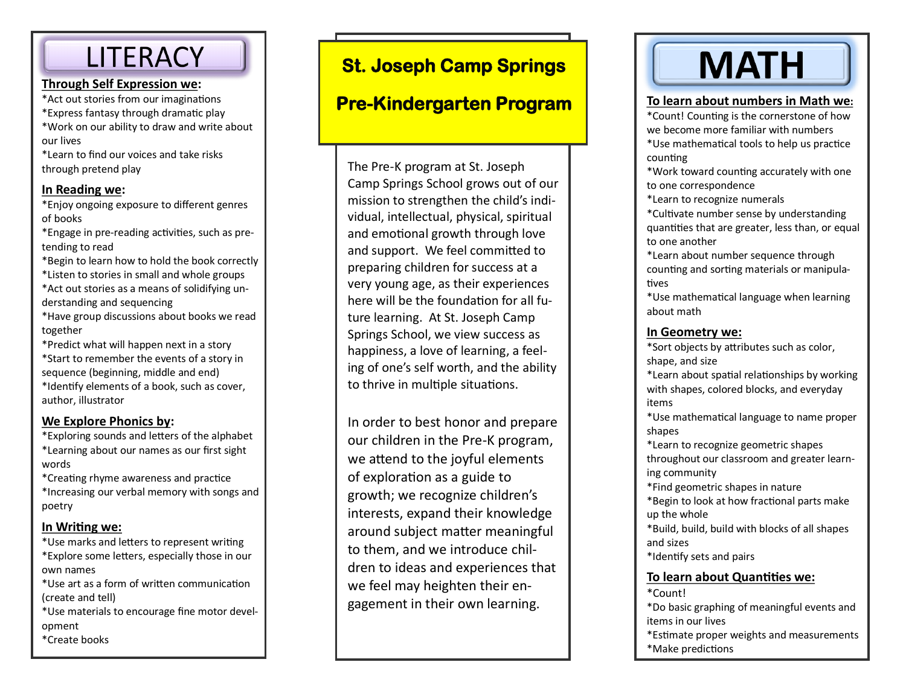# LITERACY

**Through Self Expression we:**

*Act out stories from our imaginations
*Express fantasy through dramatic play
*Work on our ability to draw and write about our lives
*Learn to find our voices and take risks through pretend play

**In Reading we:**

*Enjoy ongoing exposure to different genres of books
*Engage in pre-reading activities, such as pretending to read
*Begin to learn how to hold the book correctly
*Listen to stories in small and whole groups
*Act out stories as a means of solidifying understanding and sequencing
*Have group discussions about books we read together
*Predict what will happen next in a story
*Start to remember the events of a story in sequence (beginning, middle and end)
*Identify elements of a book, such as cover, author, illustrator

**We Explore Phonics by:**

*Exploring sounds and letters of the alphabet
*Learning about our names as our first sight words
*Creating rhyme awareness and practice
*Increasing our verbal memory with songs and poetry

**In Writing we:**

*Use marks and letters to represent writing
*Explore some letters, especially those in our own names
*Use art as a form of written communication (create and tell)
*Use materials to encourage fine motor development
*Create books

# St. Joseph Camp Springs Pre-Kindergarten Program

The Pre-K program at St. Joseph Camp Springs School grows out of our mission to strengthen the child's individual, intellectual, physical, spiritual and emotional growth through love and support. We feel committed to preparing children for success at a very young age, as their experiences here will be the foundation for all future learning. At St. Joseph Camp Springs School, we view success as happiness, a love of learning, a feeling of one's self worth, and the ability to thrive in multiple situations.

In order to best honor and prepare our children in the Pre-K program, we attend to the joyful elements of exploration as a guide to growth; we recognize children's interests, expand their knowledge around subject matter meaningful to them, and we introduce children to ideas and experiences that we feel may heighten their engagement in their own learning.

# MATH

**To learn about numbers in Math we:**

*Count! Counting is the cornerstone of how we become more familiar with numbers
*Use mathematical tools to help us practice counting
*Work toward counting accurately with one to one correspondence
*Learn to recognize numerals
*Cultivate number sense by understanding quantities that are greater, less than, or equal to one another
*Learn about number sequence through counting and sorting materials or manipulatives
*Use mathematical language when learning about math

**In Geometry we:**

*Sort objects by attributes such as color, shape, and size
*Learn about spatial relationships by working with shapes, colored blocks, and everyday items
*Use mathematical language to name proper shapes
*Learn to recognize geometric shapes throughout our classroom and greater learning community
*Find geometric shapes in nature
*Begin to look at how fractional parts make up the whole
*Build, build, build with blocks of all shapes and sizes
*Identify sets and pairs

**To learn about Quantities we:**

*Count!
*Do basic graphing of meaningful events and items in our lives
*Estimate proper weights and measurements
*Make predictions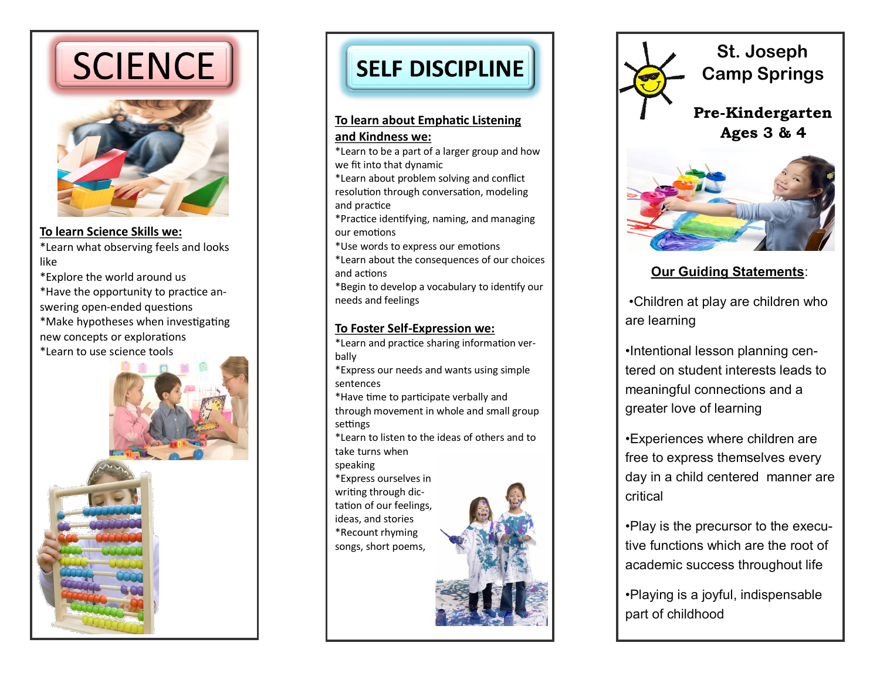# SCIENCE

**To learn Science Skills we:**

*Learn what observing feels and looks like
*Explore the world around us
*Have the opportunity to practice answering open-ended questions
*Make hypotheses when investigating new concepts or explorations
*Learn to use science tools

# SELF DISCIPLINE

**To learn about Emphatic Listening and Kindness we:**

*Learn to be a part of a larger group and how we fit into that dynamic
*Learn about problem solving and conflict resolution through conversation, modeling and practice
*Practice identifying, naming, and managing our emotions
*Use words to express our emotions
*Learn about the consequences of our choices and actions
*Begin to develop a vocabulary to identify our needs and feelings

**To Foster Self-Expression we:**

*Learn and practice sharing information verbally
*Express our needs and wants using simple sentences
*Have time to participate verbally and through movement in whole and small group settings
*Learn to listen to the ideas of others and to take turns when speaking
*Express ourselves in writing through dictation of our feelings, ideas, and stories
*Recount rhyming songs, short poems,

# St. Joseph Camp Springs

## Pre-Kindergarten Ages 3 & 4

**Our Guiding Statements**:

•Children at play are children who are learning

•Intentional lesson planning centered on student interests leads to meaningful connections and a greater love of learning

•Experiences where children are free to express themselves every day in a child centered manner are critical

•Play is the precursor to the executive functions which are the root of academic success throughout life

•Playing is a joyful, indispensable part of childhood